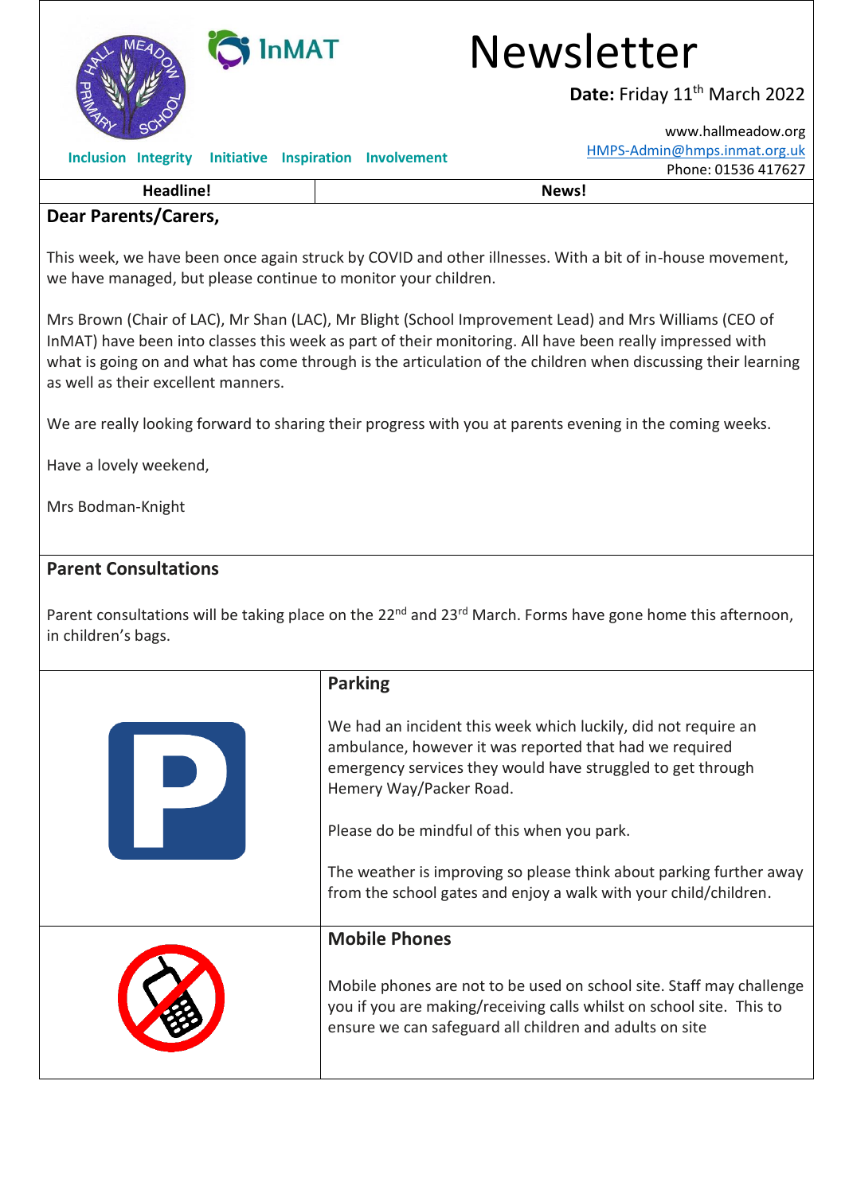# Newsletter

**Date:** Friday 11th March 2022

www.hallmeadow.org
HMPS-Admin@hmps.inmat.org.uk
Phone: 01536 417627

Inclusion Integrity Initiative Inspiration Involvement

| Headline! | News! |
|---|---|

**Dear Parents/Carers,**

This week, we have been once again struck by COVID and other illnesses. With a bit of in-house movement, we have managed, but please continue to monitor your children.

Mrs Brown (Chair of LAC), Mr Shan (LAC), Mr Blight (School Improvement Lead) and Mrs Williams (CEO of InMAT) have been into classes this week as part of their monitoring. All have been really impressed with what is going on and what has come through is the articulation of the children when discussing their learning as well as their excellent manners.

We are really looking forward to sharing their progress with you at parents evening in the coming weeks.

Have a lovely weekend,

Mrs Bodman-Knight

## Parent Consultations

Parent consultations will be taking place on the 22nd and 23rd March. Forms have gone home this afternoon, in children's bags.

## Parking

We had an incident this week which luckily, did not require an ambulance, however it was reported that had we required emergency services they would have struggled to get through Hemery Way/Packer Road.

Please do be mindful of this when you park.

The weather is improving so please think about parking further away from the school gates and enjoy a walk with your child/children.

## Mobile Phones

Mobile phones are not to be used on school site. Staff may challenge you if you are making/receiving calls whilst on school site. This to ensure we can safeguard all children and adults on site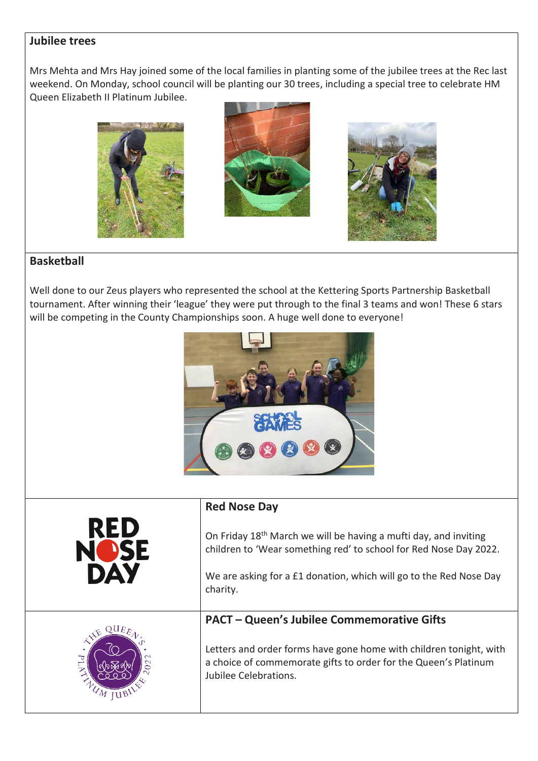## Jubilee trees

Mrs Mehta and Mrs Hay joined some of the local families in planting some of the jubilee trees at the Rec last weekend. On Monday, school council will be planting our 30 trees, including a special tree to celebrate HM Queen Elizabeth II Platinum Jubilee.

## Basketball

Well done to our Zeus players who represented the school at the Kettering Sports Partnership Basketball tournament. After winning their 'league' they were put through to the final 3 teams and won! These 6 stars will be competing in the County Championships soon. A huge well done to everyone!

## Red Nose Day

On Friday 18th March we will be having a mufti day, and inviting children to 'Wear something red' to school for Red Nose Day 2022.

We are asking for a £1 donation, which will go to the Red Nose Day charity.

## PACT – Queen's Jubilee Commemorative Gifts

Letters and order forms have gone home with children tonight, with a choice of commemorate gifts to order for the Queen's Platinum Jubilee Celebrations.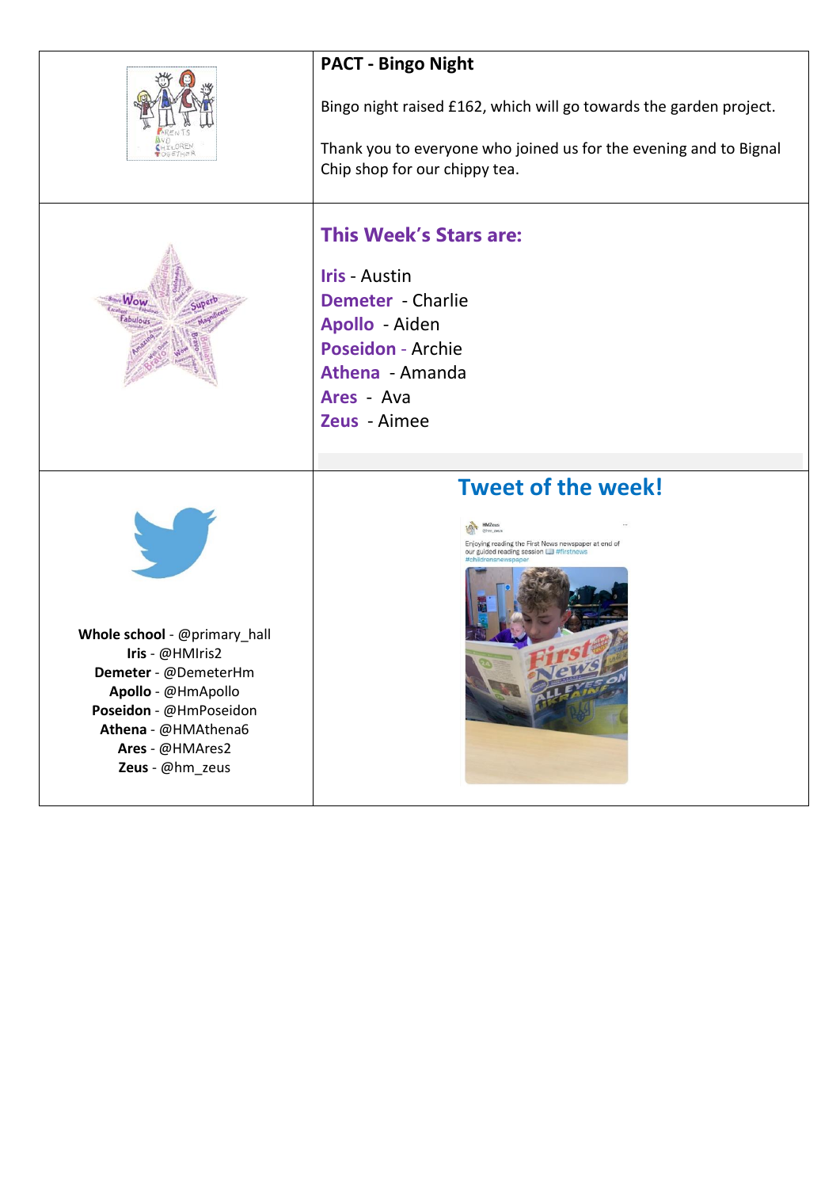## PACT - Bingo Night

Bingo night raised £162, which will go towards the garden project.

Thank you to everyone who joined us for the evening and to Bignal Chip shop for our chippy tea.

## This Week's Stars are:

**Iris** - Austin
**Demeter** - Charlie
**Apollo** - Aiden
**Poseidon** - Archie
**Athena** - Amanda
**Ares** - Ava
**Zeus** - Aimee

**Whole school** - @primary_hall
**Iris** - @HMIris2
**Demeter** - @DemeterHm
**Apollo** - @HmApollo
**Poseidon** - @HmPoseidon
**Athena** - @HMAthena6
**Ares** - @HMAres2
**Zeus** - @hm_zeus

## Tweet of the week!

Enjoying reading the First News newspaper at end of our guided reading session #firstnews #childrensnewspaper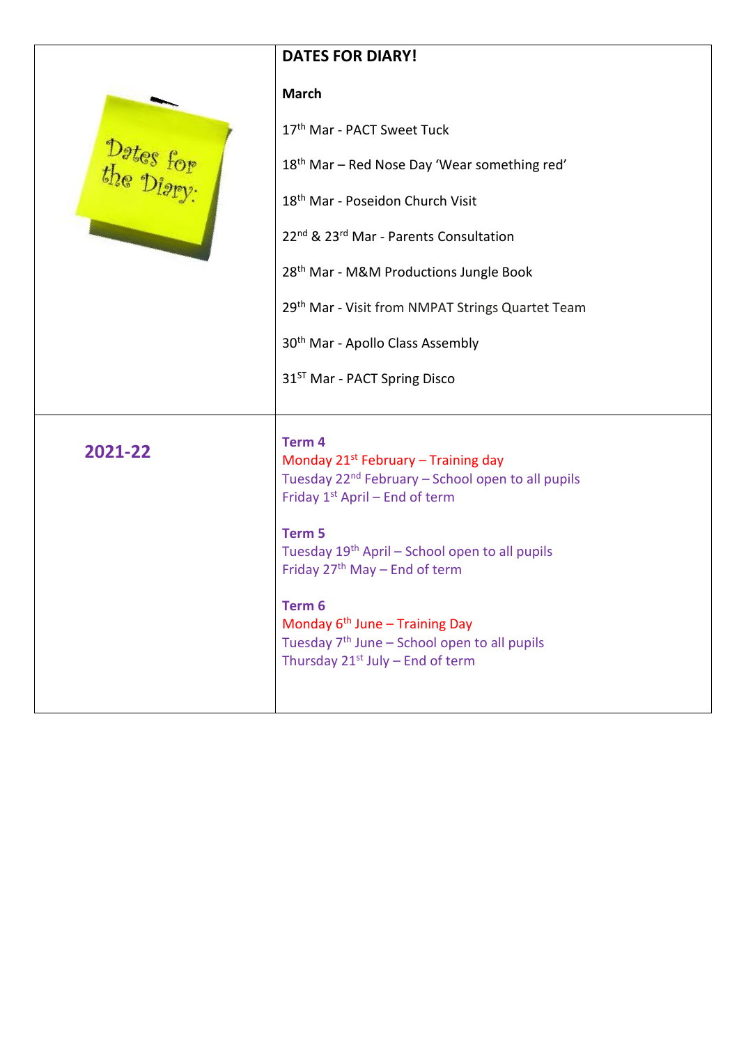| | |
|---|---|
| Dates for the Diary: | **DATES FOR DIARY!**<br><br>**March**<br><br>17th Mar - PACT Sweet Tuck<br><br>18th Mar – Red Nose Day 'Wear something red'<br><br>18th Mar - Poseidon Church Visit<br><br>22nd & 23rd Mar - Parents Consultation<br><br>28th Mar - M&M Productions Jungle Book<br><br>29th Mar - Visit from NMPAT Strings Quartet Team<br><br>30th Mar - Apollo Class Assembly<br><br>31ST Mar - PACT Spring Disco |
| **2021-22** | **Term 4**<br>Monday 21st February – Training day<br>Tuesday 22nd February – School open to all pupils<br>Friday 1st April – End of term<br><br>**Term 5**<br>Tuesday 19th April – School open to all pupils<br>Friday 27th May – End of term<br><br>**Term 6**<br>Monday 6th June – Training Day<br>Tuesday 7th June – School open to all pupils<br>Thursday 21st July – End of term |